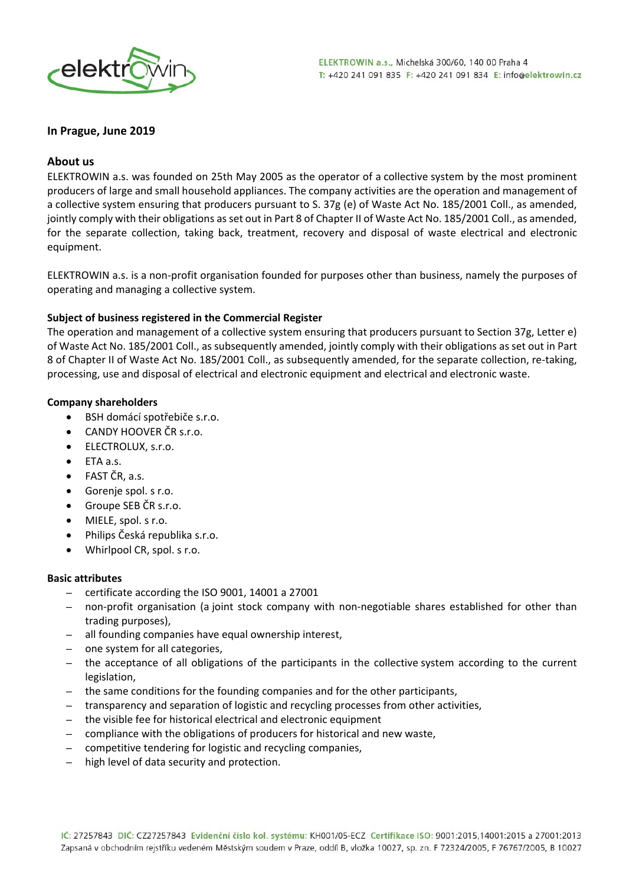**In Prague, June 2019**

## About us

ELEKTROWIN a.s. was founded on 25th May 2005 as the operator of a collective system by the most prominent producers of large and small household appliances. The company activities are the operation and management of a collective system ensuring that producers pursuant to S. 37g (e) of Waste Act No. 185/2001 Coll., as amended, jointly comply with their obligations as set out in Part 8 of Chapter II of Waste Act No. 185/2001 Coll., as amended, for the separate collection, taking back, treatment, recovery and disposal of waste electrical and electronic equipment.

ELEKTROWIN a.s. is a non-profit organisation founded for purposes other than business, namely the purposes of operating and managing a collective system.

**Subject of business registered in the Commercial Register**

The operation and management of a collective system ensuring that producers pursuant to Section 37g, Letter e) of Waste Act No. 185/2001 Coll., as subsequently amended, jointly comply with their obligations as set out in Part 8 of Chapter II of Waste Act No. 185/2001 Coll., as subsequently amended, for the separate collection, re-taking, processing, use and disposal of electrical and electronic equipment and electrical and electronic waste.

**Company shareholders**

- BSH domácí spotřebiče s.r.o.
- CANDY HOOVER ČR s.r.o.
- ELECTROLUX, s.r.o.
- ETA a.s.
- FAST ČR, a.s.
- Gorenje spol. s r.o.
- Groupe SEB ČR s.r.o.
- MIELE, spol. s r.o.
- Philips Česká republika s.r.o.
- Whirlpool CR, spol. s r.o.

**Basic attributes**

- certificate according the ISO 9001, 14001 a 27001
- non-profit organisation (a joint stock company with non-negotiable shares established for other than trading purposes),
- all founding companies have equal ownership interest,
- one system for all categories,
- the acceptance of all obligations of the participants in the collective system according to the current legislation,
- the same conditions for the founding companies and for the other participants,
- transparency and separation of logistic and recycling processes from other activities,
- the visible fee for historical electrical and electronic equipment
- compliance with the obligations of producers for historical and new waste,
- competitive tendering for logistic and recycling companies,
- high level of data security and protection.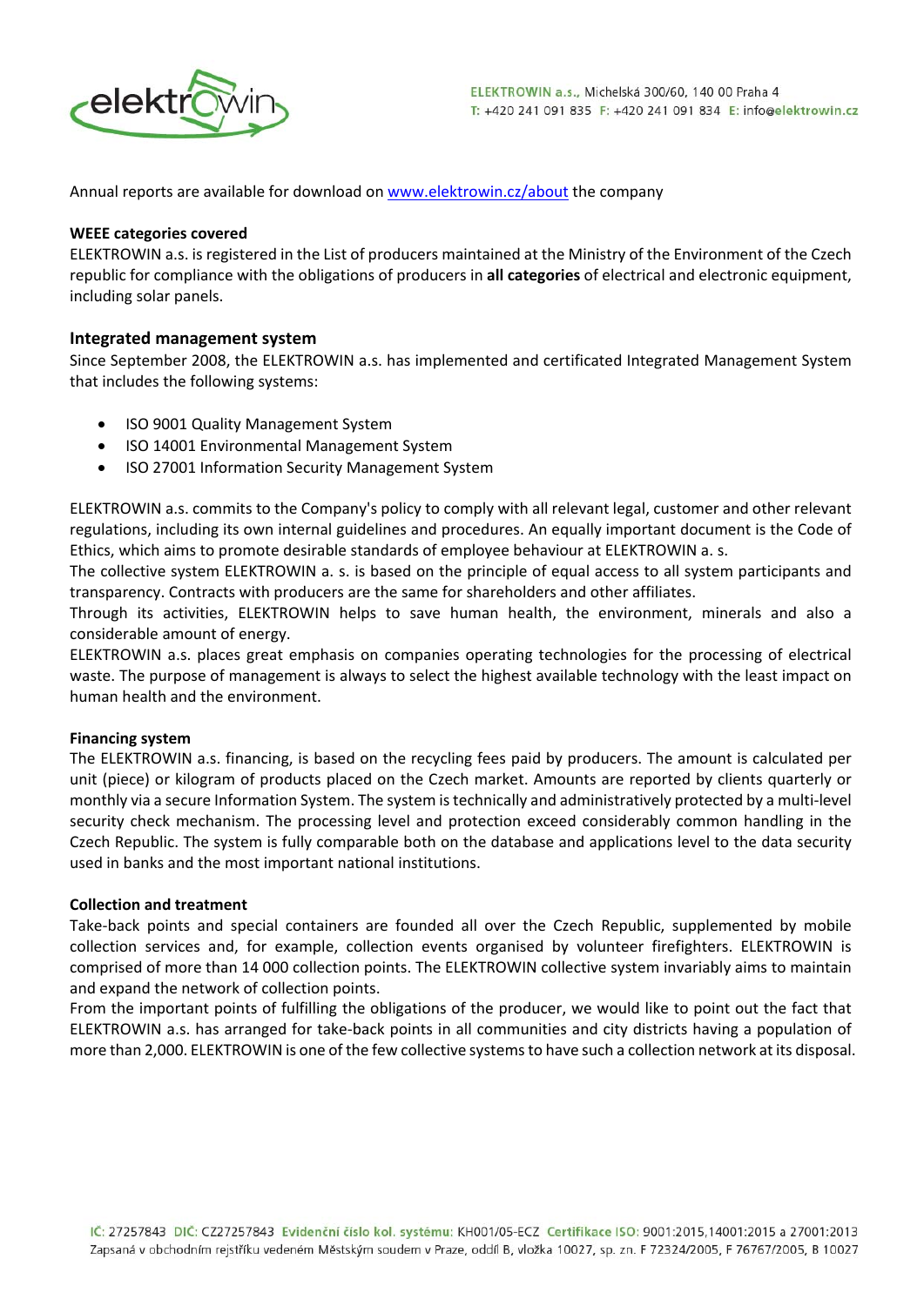Annual reports are available for download on [www.elektrowin.cz/about](www.elektrowin.cz/about) the company

**WEEE categories covered**

ELEKTROWIN a.s. is registered in the List of producers maintained at the Ministry of the Environment of the Czech republic for compliance with the obligations of producers in **all categories** of electrical and electronic equipment, including solar panels.

## Integrated management system

Since September 2008, the ELEKTROWIN a.s. has implemented and certificated Integrated Management System that includes the following systems:

- ISO 9001 Quality Management System
- ISO 14001 Environmental Management System
- ISO 27001 Information Security Management System

ELEKTROWIN a.s. commits to the Company's policy to comply with all relevant legal, customer and other relevant regulations, including its own internal guidelines and procedures. An equally important document is the Code of Ethics, which aims to promote desirable standards of employee behaviour at ELEKTROWIN a. s.

The collective system ELEKTROWIN a. s. is based on the principle of equal access to all system participants and transparency. Contracts with producers are the same for shareholders and other affiliates.

Through its activities, ELEKTROWIN helps to save human health, the environment, minerals and also a considerable amount of energy.

ELEKTROWIN a.s. places great emphasis on companies operating technologies for the processing of electrical waste. The purpose of management is always to select the highest available technology with the least impact on human health and the environment.

**Financing system**

The ELEKTROWIN a.s. financing, is based on the recycling fees paid by producers. The amount is calculated per unit (piece) or kilogram of products placed on the Czech market. Amounts are reported by clients quarterly or monthly via a secure Information System. The system is technically and administratively protected by a multi-level security check mechanism. The processing level and protection exceed considerably common handling in the Czech Republic. The system is fully comparable both on the database and applications level to the data security used in banks and the most important national institutions.

**Collection and treatment**

Take-back points and special containers are founded all over the Czech Republic, supplemented by mobile collection services and, for example, collection events organised by volunteer firefighters. ELEKTROWIN is comprised of more than 14 000 collection points. The ELEKTROWIN collective system invariably aims to maintain and expand the network of collection points.

From the important points of fulfilling the obligations of the producer, we would like to point out the fact that ELEKTROWIN a.s. has arranged for take-back points in all communities and city districts having a population of more than 2,000. ELEKTROWIN is one of the few collective systems to have such a collection network at its disposal.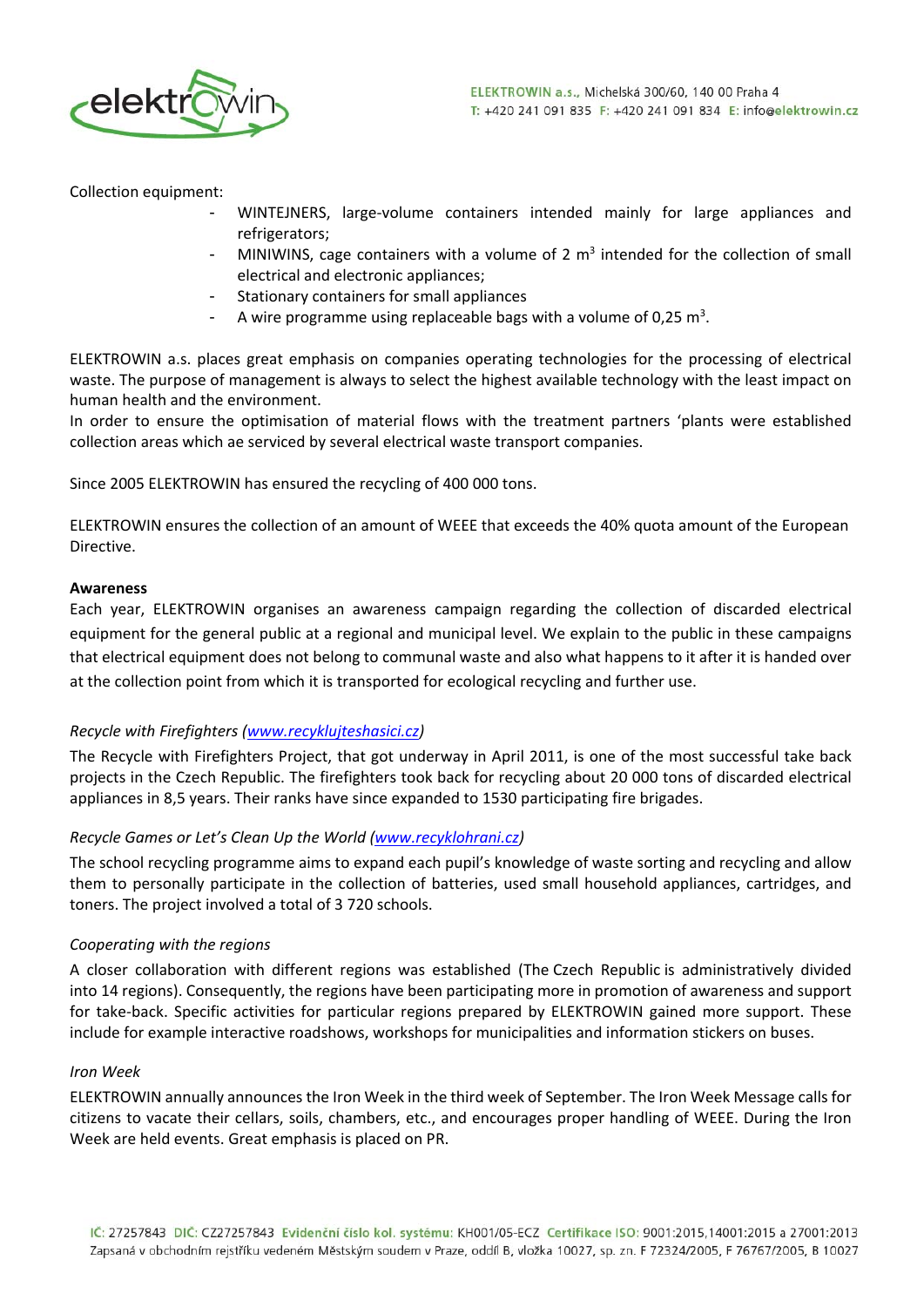Collection equipment:

- WINTEJNERS, large-volume containers intended mainly for large appliances and refrigerators;
- MINIWINS, cage containers with a volume of 2 m$^3$ intended for the collection of small electrical and electronic appliances;
- Stationary containers for small appliances
- A wire programme using replaceable bags with a volume of 0,25 m$^3$.

ELEKTROWIN a.s. places great emphasis on companies operating technologies for the processing of electrical waste. The purpose of management is always to select the highest available technology with the least impact on human health and the environment.
In order to ensure the optimisation of material flows with the treatment partners 'plants were established collection areas which ae serviced by several electrical waste transport companies.

Since 2005 ELEKTROWIN has ensured the recycling of 400 000 tons.

ELEKTROWIN ensures the collection of an amount of WEEE that exceeds the 40% quota amount of the European Directive.

**Awareness**

Each year, ELEKTROWIN organises an awareness campaign regarding the collection of discarded electrical equipment for the general public at a regional and municipal level. We explain to the public in these campaigns that electrical equipment does not belong to communal waste and also what happens to it after it is handed over at the collection point from which it is transported for ecological recycling and further use.

*Recycle with Firefighters (www.recyklujteshasici.cz)*

The Recycle with Firefighters Project, that got underway in April 2011, is one of the most successful take back projects in the Czech Republic. The firefighters took back for recycling about 20 000 tons of discarded electrical appliances in 8,5 years. Their ranks have since expanded to 1530 participating fire brigades.

*Recycle Games or Let's Clean Up the World (www.recyklohrani.cz)*

The school recycling programme aims to expand each pupil's knowledge of waste sorting and recycling and allow them to personally participate in the collection of batteries, used small household appliances, cartridges, and toners. The project involved a total of 3 720 schools.

*Cooperating with the regions*

A closer collaboration with different regions was established (The Czech Republic is administratively divided into 14 regions). Consequently, the regions have been participating more in promotion of awareness and support for take-back. Specific activities for particular regions prepared by ELEKTROWIN gained more support. These include for example interactive roadshows, workshops for municipalities and information stickers on buses.

*Iron Week*

ELEKTROWIN annually announces the Iron Week in the third week of September. The Iron Week Message calls for citizens to vacate their cellars, soils, chambers, etc., and encourages proper handling of WEEE. During the Iron Week are held events. Great emphasis is placed on PR.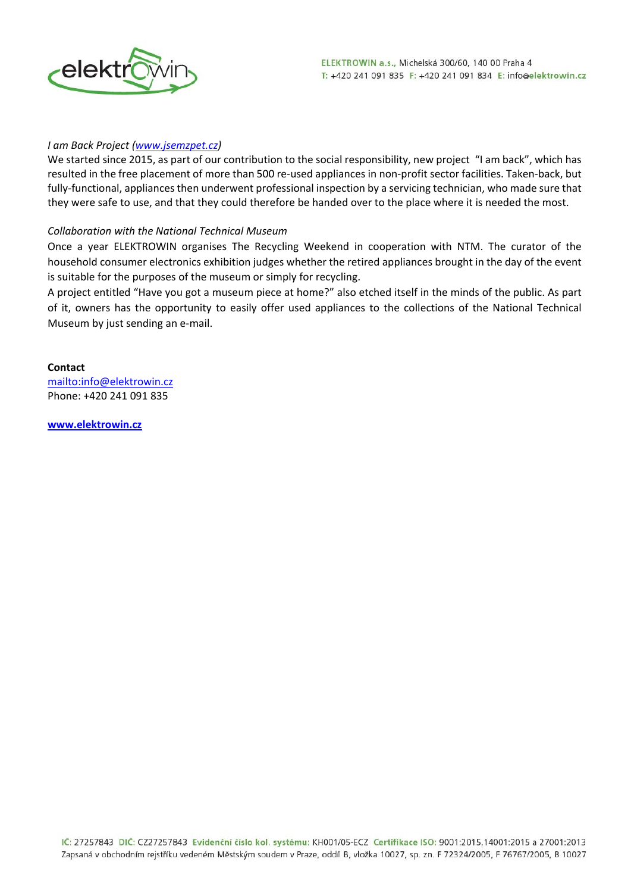*I am Back Project (www.jsemzpet.cz)*

We started since 2015, as part of our contribution to the social responsibility, new project "I am back", which has resulted in the free placement of more than 500 re-used appliances in non-profit sector facilities. Taken-back, but fully-functional, appliances then underwent professional inspection by a servicing technician, who made sure that they were safe to use, and that they could therefore be handed over to the place where it is needed the most.

*Collaboration with the National Technical Museum*

Once a year ELEKTROWIN organises The Recycling Weekend in cooperation with NTM. The curator of the household consumer electronics exhibition judges whether the retired appliances brought in the day of the event is suitable for the purposes of the museum or simply for recycling.

A project entitled "Have you got a museum piece at home?" also etched itself in the minds of the public. As part of it, owners has the opportunity to easily offer used appliances to the collections of the National Technical Museum by just sending an e-mail.

**Contact**

mailto:info@elektrowin.cz

Phone: +420 241 091 835

**www.elektrowin.cz**